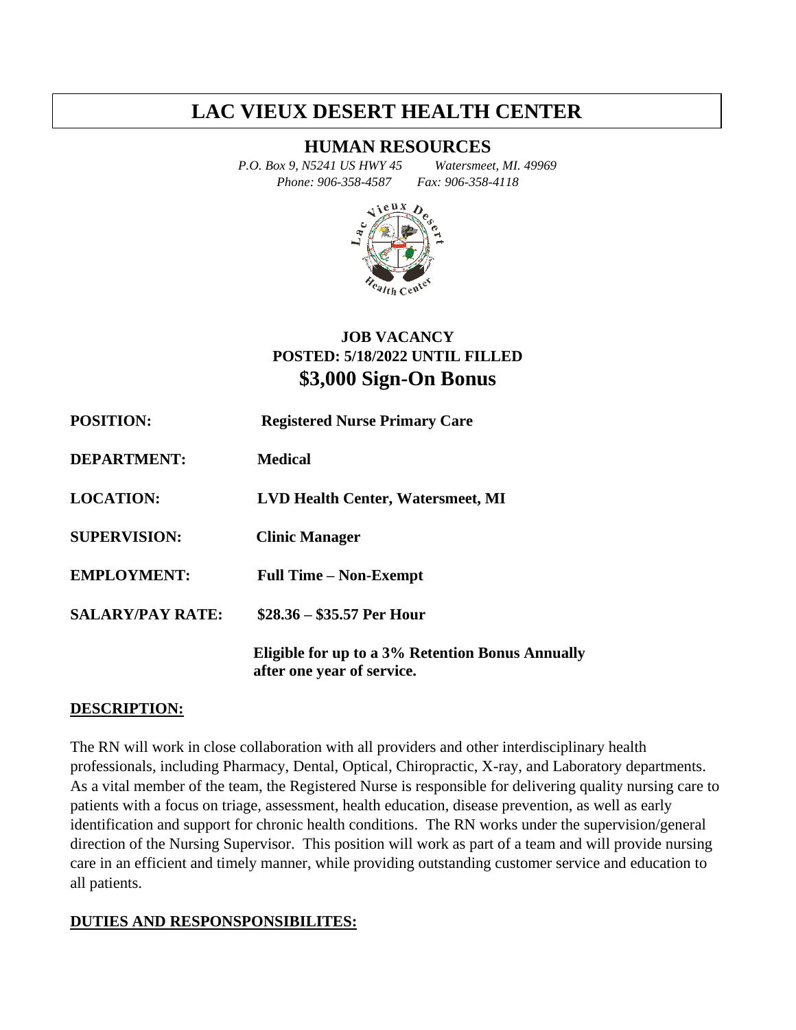# LAC VIEUX DESERT HEALTH CENTER

## HUMAN RESOURCES

*P.O. Box 9, N5241 US HWY 45     Watersmeet, MI. 49969*
*Phone: 906-358-4587     Fax: 906-358-4118*

**JOB VACANCY**
**POSTED: 5/18/2022 UNTIL FILLED**
**\$3,000 Sign-On Bonus**

**POSITION:** **Registered Nurse Primary Care**

**DEPARTMENT:** **Medical**

**LOCATION:** **LVD Health Center, Watersmeet, MI**

**SUPERVISION:** **Clinic Manager**

**EMPLOYMENT:** **Full Time – Non-Exempt**

**SALARY/PAY RATE:** **\$28.36 – \$35.57 Per Hour**

**Eligible for up to a 3% Retention Bonus Annually after one year of service.**

**DESCRIPTION:**

The RN will work in close collaboration with all providers and other interdisciplinary health professionals, including Pharmacy, Dental, Optical, Chiropractic, X-ray, and Laboratory departments. As a vital member of the team, the Registered Nurse is responsible for delivering quality nursing care to patients with a focus on triage, assessment, health education, disease prevention, as well as early identification and support for chronic health conditions. The RN works under the supervision/general direction of the Nursing Supervisor. This position will work as part of a team and will provide nursing care in an efficient and timely manner, while providing outstanding customer service and education to all patients.

**DUTIES AND RESPONSPONSIBILITES:**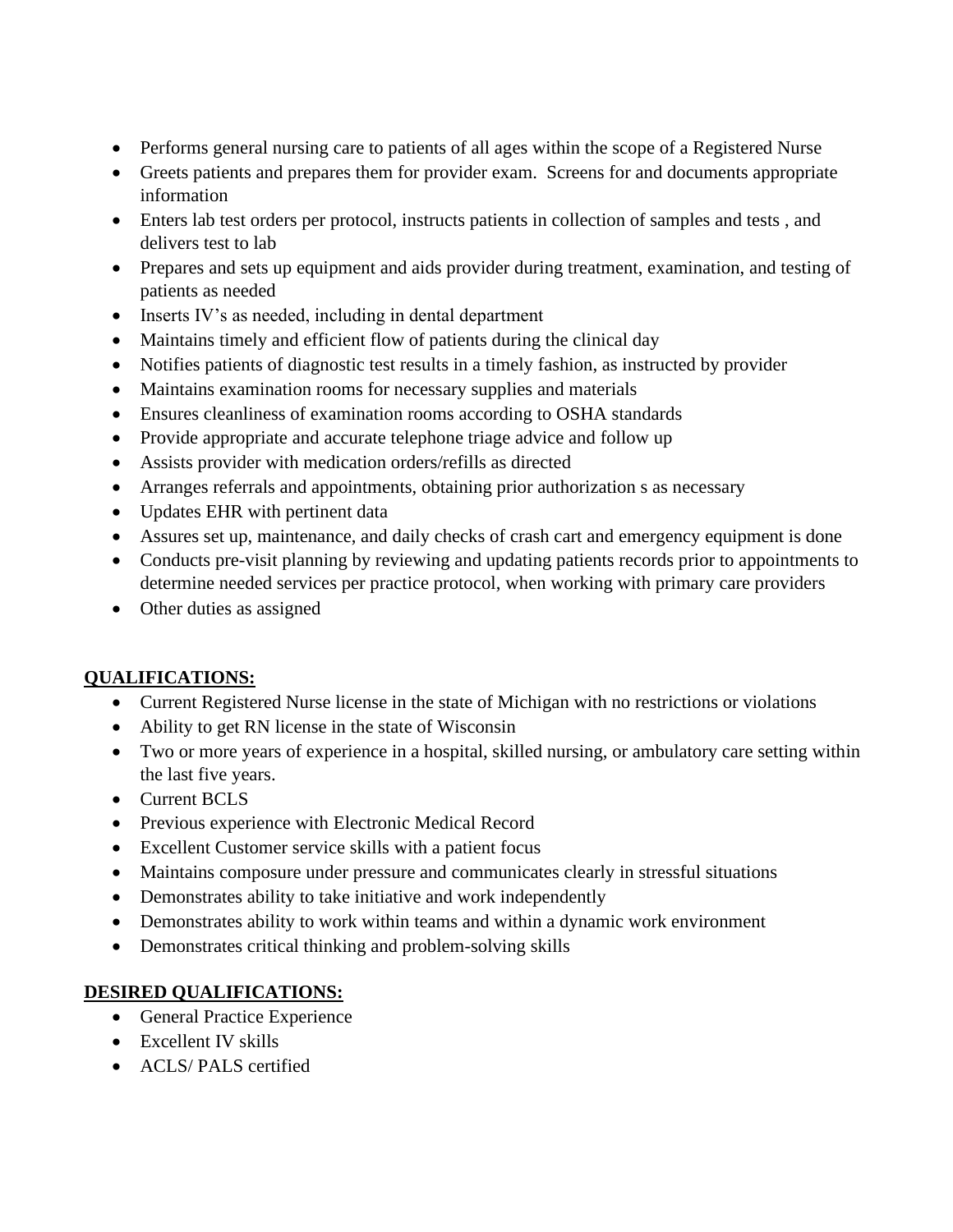- Performs general nursing care to patients of all ages within the scope of a Registered Nurse
- Greets patients and prepares them for provider exam. Screens for and documents appropriate information
- Enters lab test orders per protocol, instructs patients in collection of samples and tests , and delivers test to lab
- Prepares and sets up equipment and aids provider during treatment, examination, and testing of patients as needed
- Inserts IV's as needed, including in dental department
- Maintains timely and efficient flow of patients during the clinical day
- Notifies patients of diagnostic test results in a timely fashion, as instructed by provider
- Maintains examination rooms for necessary supplies and materials
- Ensures cleanliness of examination rooms according to OSHA standards
- Provide appropriate and accurate telephone triage advice and follow up
- Assists provider with medication orders/refills as directed
- Arranges referrals and appointments, obtaining prior authorization s as necessary
- Updates EHR with pertinent data
- Assures set up, maintenance, and daily checks of crash cart and emergency equipment is done
- Conducts pre-visit planning by reviewing and updating patients records prior to appointments to determine needed services per practice protocol, when working with primary care providers
- Other duties as assigned

**QUALIFICATIONS:**

- Current Registered Nurse license in the state of Michigan with no restrictions or violations
- Ability to get RN license in the state of Wisconsin
- Two or more years of experience in a hospital, skilled nursing, or ambulatory care setting within the last five years.
- Current BCLS
- Previous experience with Electronic Medical Record
- Excellent Customer service skills with a patient focus
- Maintains composure under pressure and communicates clearly in stressful situations
- Demonstrates ability to take initiative and work independently
- Demonstrates ability to work within teams and within a dynamic work environment
- Demonstrates critical thinking and problem-solving skills

**DESIRED QUALIFICATIONS:**

- General Practice Experience
- Excellent IV skills
- ACLS/ PALS certified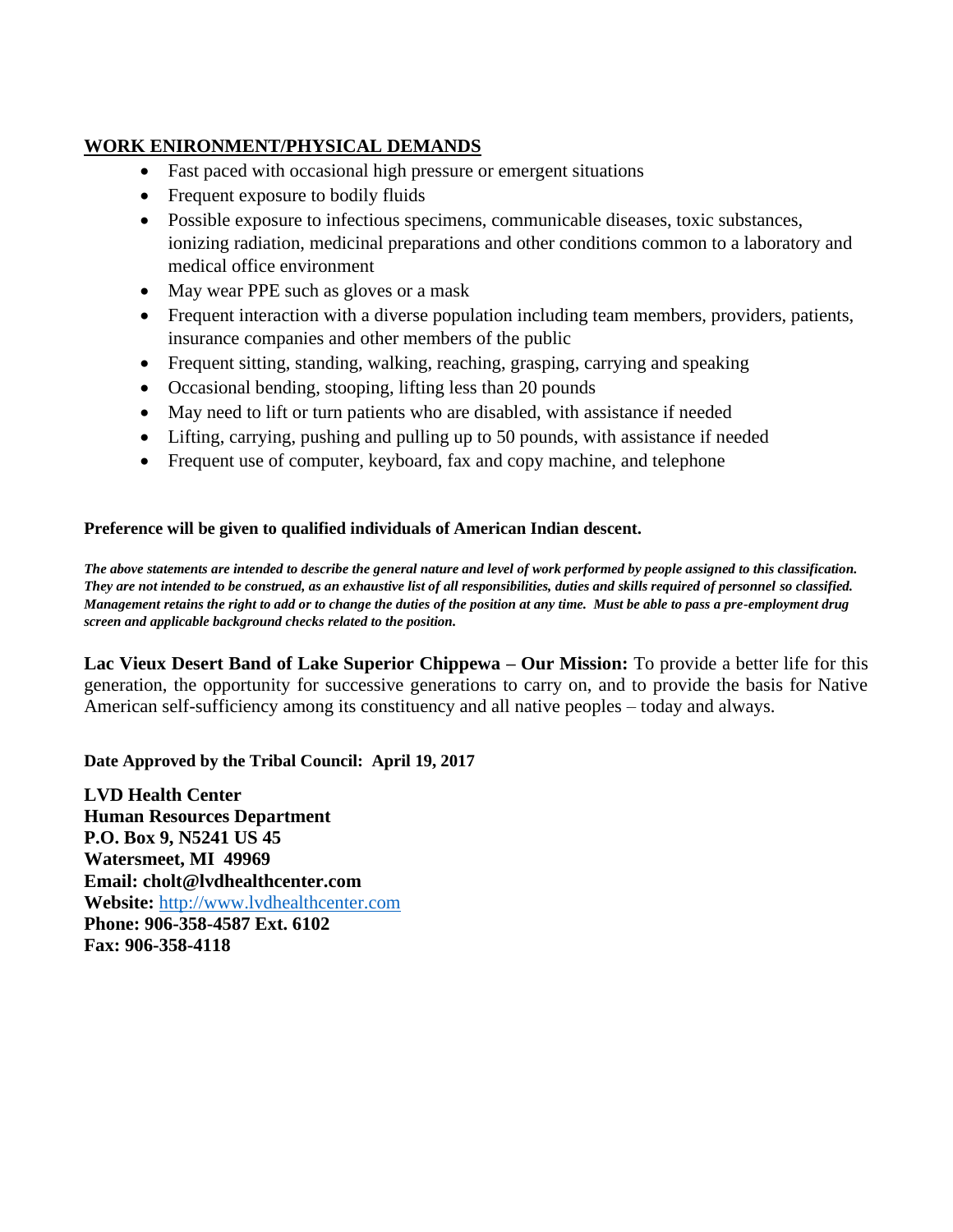## WORK ENIRONMENT/PHYSICAL DEMANDS

- Fast paced with occasional high pressure or emergent situations
- Frequent exposure to bodily fluids
- Possible exposure to infectious specimens, communicable diseases, toxic substances, ionizing radiation, medicinal preparations and other conditions common to a laboratory and medical office environment
- May wear PPE such as gloves or a mask
- Frequent interaction with a diverse population including team members, providers, patients, insurance companies and other members of the public
- Frequent sitting, standing, walking, reaching, grasping, carrying and speaking
- Occasional bending, stooping, lifting less than 20 pounds
- May need to lift or turn patients who are disabled, with assistance if needed
- Lifting, carrying, pushing and pulling up to 50 pounds, with assistance if needed
- Frequent use of computer, keyboard, fax and copy machine, and telephone

**Preference will be given to qualified individuals of American Indian descent.**

***The above statements are intended to describe the general nature and level of work performed by people assigned to this classification. They are not intended to be construed, as an exhaustive list of all responsibilities, duties and skills required of personnel so classified. Management retains the right to add or to change the duties of the position at any time. Must be able to pass a pre-employment drug screen and applicable background checks related to the position.***

**Lac Vieux Desert Band of Lake Superior Chippewa – Our Mission:** To provide a better life for this generation, the opportunity for successive generations to carry on, and to provide the basis for Native American self-sufficiency among its constituency and all native peoples – today and always.

**Date Approved by the Tribal Council: April 19, 2017**

**LVD Health Center**
**Human Resources Department**
**P.O. Box 9, N5241 US 45**
**Watersmeet, MI 49969**
**Email: cholt@lvdhealthcenter.com**
**Website:** http://www.lvdhealthcenter.com
**Phone: 906-358-4587 Ext. 6102**
**Fax: 906-358-4118**